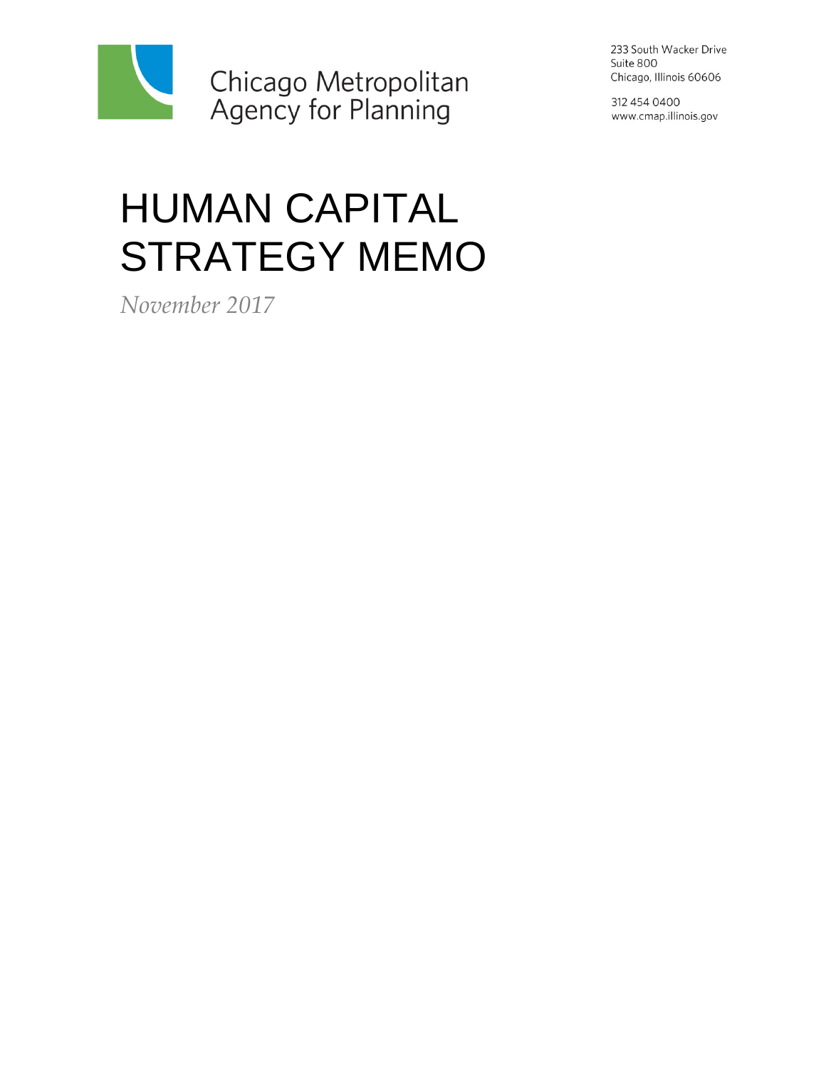Chicago Metropolitan Agency for Planning

233 South Wacker Drive
Suite 800
Chicago, Illinois 60606

312 454 0400
www.cmap.illinois.gov

# HUMAN CAPITAL STRATEGY MEMO

*November 2017*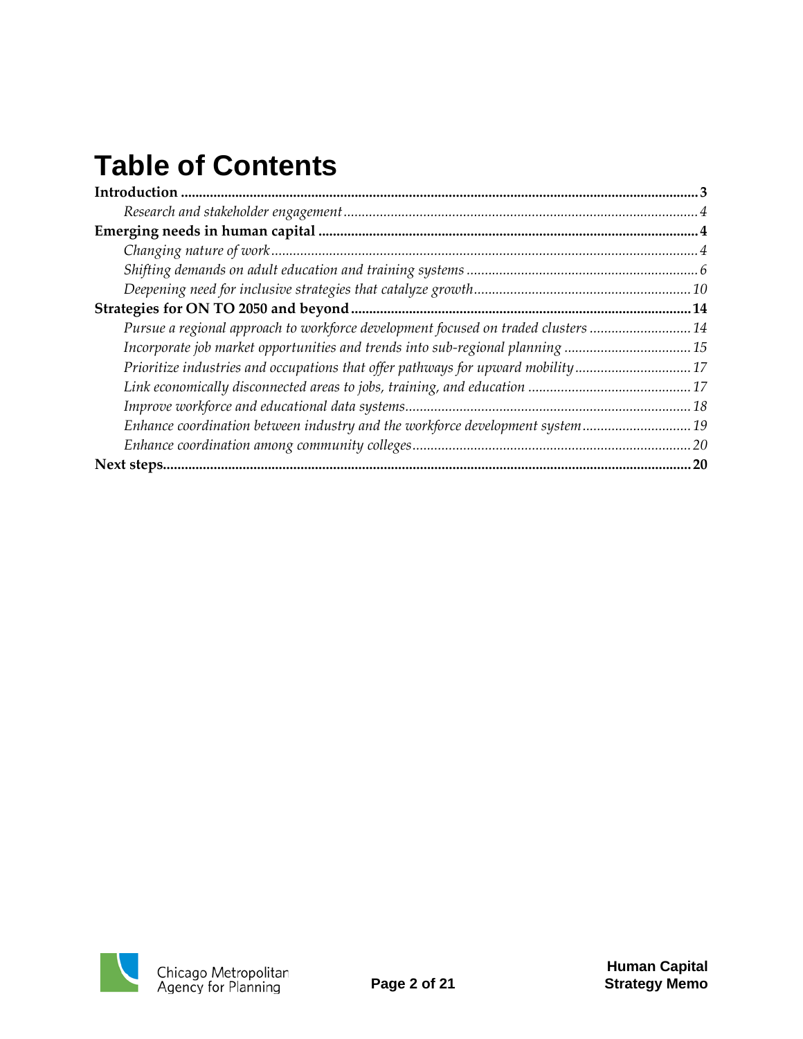# Table of Contents

**Introduction** ..... **3**

*Research and stakeholder engagement* ..... *4*

**Emerging needs in human capital** ..... **4**

*Changing nature of work* ..... *4*

*Shifting demands on adult education and training systems* ..... *6*

*Deepening need for inclusive strategies that catalyze growth* ..... *10*

**Strategies for ON TO 2050 and beyond** ..... **14**

*Pursue a regional approach to workforce development focused on traded clusters* ..... *14*

*Incorporate job market opportunities and trends into sub-regional planning* ..... *15*

*Prioritize industries and occupations that offer pathways for upward mobility* ..... *17*

*Link economically disconnected areas to jobs, training, and education* ..... *17*

*Improve workforce and educational data systems* ..... *18*

*Enhance coordination between industry and the workforce development system* ..... *19*

*Enhance coordination among community colleges* ..... *20*

**Next steps** ..... **20**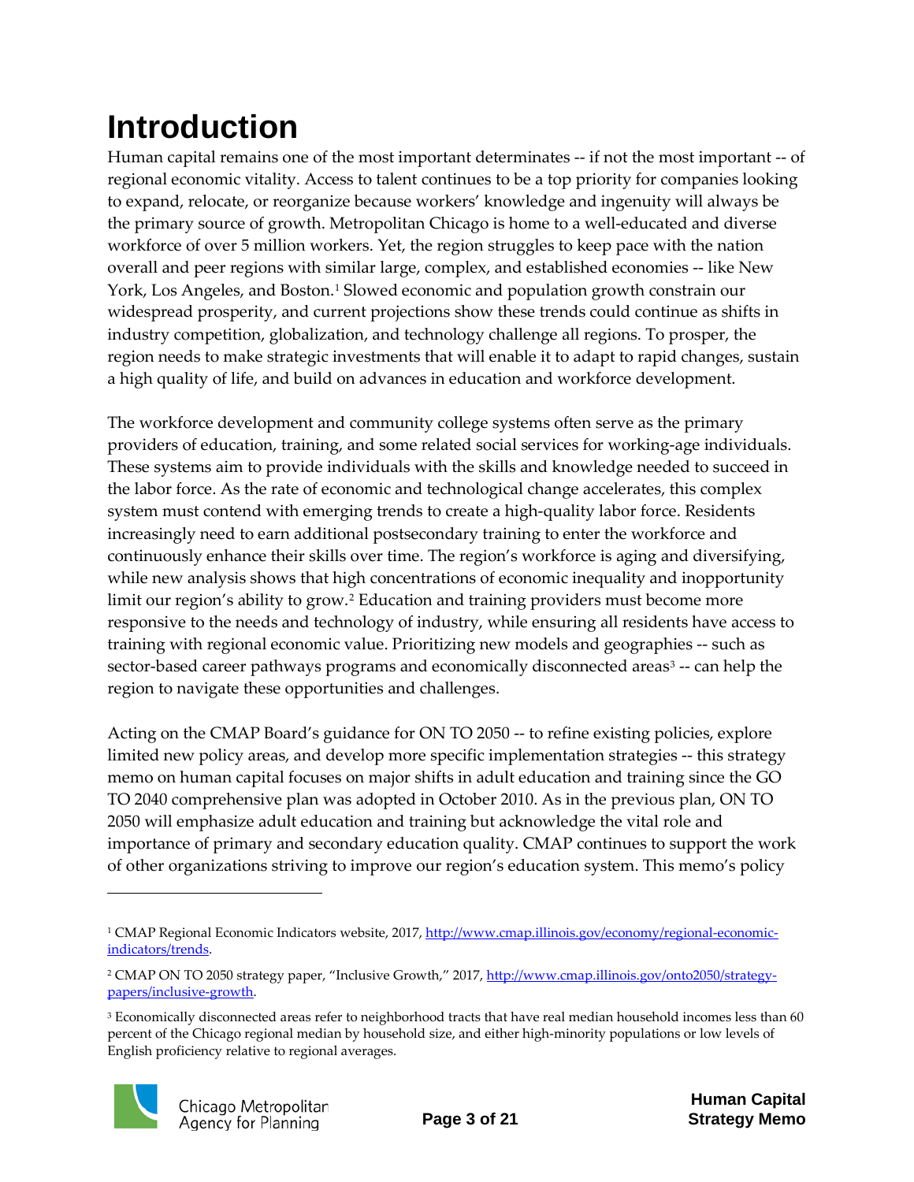# Introduction

Human capital remains one of the most important determinates -- if not the most important -- of regional economic vitality. Access to talent continues to be a top priority for companies looking to expand, relocate, or reorganize because workers' knowledge and ingenuity will always be the primary source of growth. Metropolitan Chicago is home to a well-educated and diverse workforce of over 5 million workers. Yet, the region struggles to keep pace with the nation overall and peer regions with similar large, complex, and established economies -- like New York, Los Angeles, and Boston.[1] Slowed economic and population growth constrain our widespread prosperity, and current projections show these trends could continue as shifts in industry competition, globalization, and technology challenge all regions. To prosper, the region needs to make strategic investments that will enable it to adapt to rapid changes, sustain a high quality of life, and build on advances in education and workforce development.

The workforce development and community college systems often serve as the primary providers of education, training, and some related social services for working-age individuals. These systems aim to provide individuals with the skills and knowledge needed to succeed in the labor force. As the rate of economic and technological change accelerates, this complex system must contend with emerging trends to create a high-quality labor force. Residents increasingly need to earn additional postsecondary training to enter the workforce and continuously enhance their skills over time. The region's workforce is aging and diversifying, while new analysis shows that high concentrations of economic inequality and inopportunity limit our region's ability to grow.[2] Education and training providers must become more responsive to the needs and technology of industry, while ensuring all residents have access to training with regional economic value. Prioritizing new models and geographies -- such as sector-based career pathways programs and economically disconnected areas[3] -- can help the region to navigate these opportunities and challenges.

Acting on the CMAP Board's guidance for ON TO 2050 -- to refine existing policies, explore limited new policy areas, and develop more specific implementation strategies -- this strategy memo on human capital focuses on major shifts in adult education and training since the GO TO 2040 comprehensive plan was adopted in October 2010. As in the previous plan, ON TO 2050 will emphasize adult education and training but acknowledge the vital role and importance of primary and secondary education quality. CMAP continues to support the work of other organizations striving to improve our region's education system. This memo's policy

---

[1] CMAP Regional Economic Indicators website, 2017, http://www.cmap.illinois.gov/economy/regional-economic-indicators/trends.

[2] CMAP ON TO 2050 strategy paper, "Inclusive Growth," 2017, http://www.cmap.illinois.gov/onto2050/strategy-papers/inclusive-growth.

[3] Economically disconnected areas refer to neighborhood tracts that have real median household incomes less than 60 percent of the Chicago regional median by household size, and either high-minority populations or low levels of English proficiency relative to regional averages.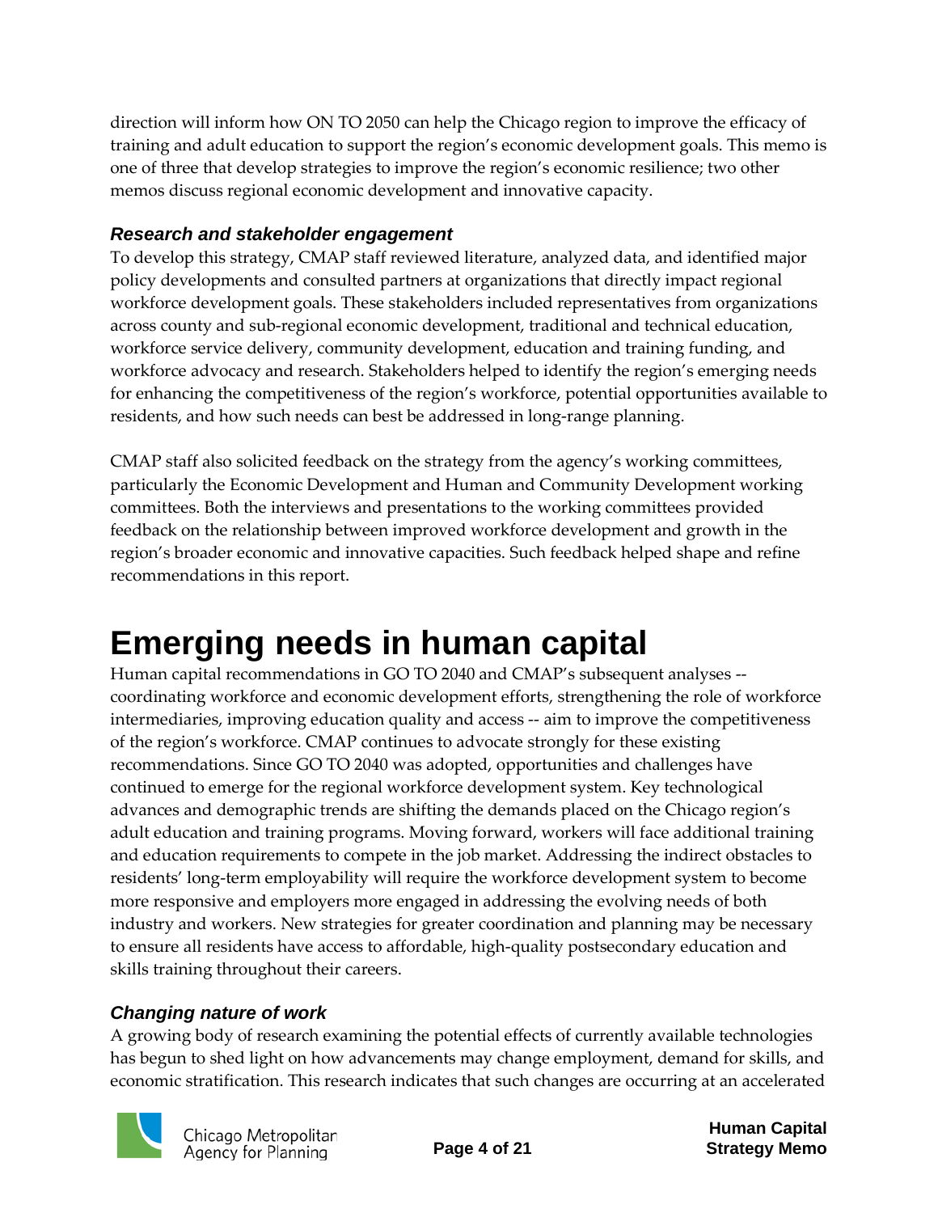direction will inform how ON TO 2050 can help the Chicago region to improve the efficacy of training and adult education to support the region's economic development goals. This memo is one of three that develop strategies to improve the region's economic resilience; two other memos discuss regional economic development and innovative capacity.

### *Research and stakeholder engagement*

To develop this strategy, CMAP staff reviewed literature, analyzed data, and identified major policy developments and consulted partners at organizations that directly impact regional workforce development goals. These stakeholders included representatives from organizations across county and sub-regional economic development, traditional and technical education, workforce service delivery, community development, education and training funding, and workforce advocacy and research. Stakeholders helped to identify the region's emerging needs for enhancing the competitiveness of the region's workforce, potential opportunities available to residents, and how such needs can best be addressed in long-range planning.

CMAP staff also solicited feedback on the strategy from the agency's working committees, particularly the Economic Development and Human and Community Development working committees. Both the interviews and presentations to the working committees provided feedback on the relationship between improved workforce development and growth in the region's broader economic and innovative capacities. Such feedback helped shape and refine recommendations in this report.

# Emerging needs in human capital

Human capital recommendations in GO TO 2040 and CMAP's subsequent analyses -- coordinating workforce and economic development efforts, strengthening the role of workforce intermediaries, improving education quality and access -- aim to improve the competitiveness of the region's workforce. CMAP continues to advocate strongly for these existing recommendations. Since GO TO 2040 was adopted, opportunities and challenges have continued to emerge for the regional workforce development system. Key technological advances and demographic trends are shifting the demands placed on the Chicago region's adult education and training programs. Moving forward, workers will face additional training and education requirements to compete in the job market. Addressing the indirect obstacles to residents' long-term employability will require the workforce development system to become more responsive and employers more engaged in addressing the evolving needs of both industry and workers. New strategies for greater coordination and planning may be necessary to ensure all residents have access to affordable, high-quality postsecondary education and skills training throughout their careers.

### *Changing nature of work*

A growing body of research examining the potential effects of currently available technologies has begun to shed light on how advancements may change employment, demand for skills, and economic stratification. This research indicates that such changes are occurring at an accelerated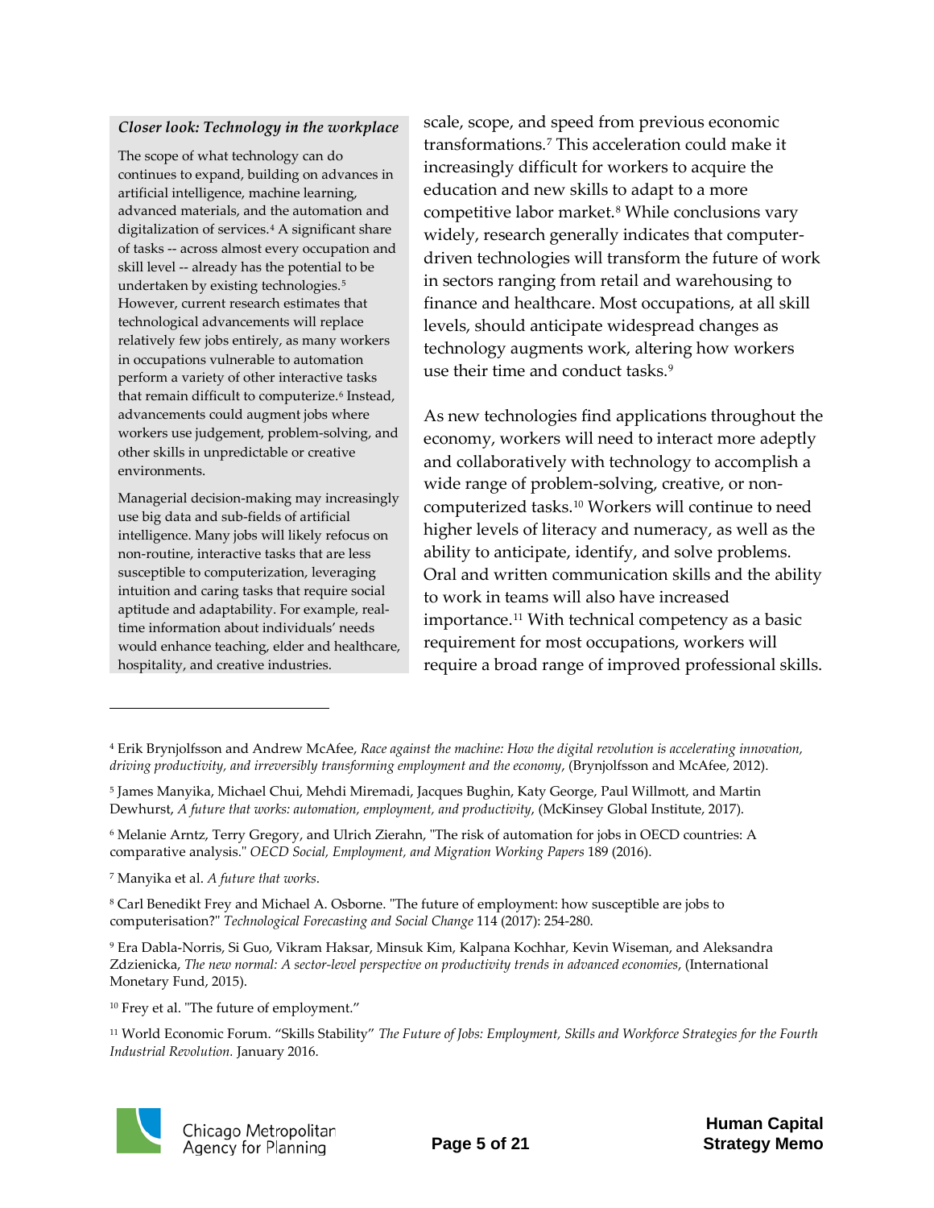***Closer look: Technology in the workplace***

The scope of what technology can do continues to expand, building on advances in artificial intelligence, machine learning, advanced materials, and the automation and digitalization of services.[4] A significant share of tasks -- across almost every occupation and skill level -- already has the potential to be undertaken by existing technologies.[5] However, current research estimates that technological advancements will replace relatively few jobs entirely, as many workers in occupations vulnerable to automation perform a variety of other interactive tasks that remain difficult to computerize.[6] Instead, advancements could augment jobs where workers use judgement, problem-solving, and other skills in unpredictable or creative environments.

Managerial decision-making may increasingly use big data and sub-fields of artificial intelligence. Many jobs will likely refocus on non-routine, interactive tasks that are less susceptible to computerization, leveraging intuition and caring tasks that require social aptitude and adaptability. For example, real-time information about individuals' needs would enhance teaching, elder and healthcare, hospitality, and creative industries.

scale, scope, and speed from previous economic transformations.[7] This acceleration could make it increasingly difficult for workers to acquire the education and new skills to adapt to a more competitive labor market.[8] While conclusions vary widely, research generally indicates that computer-driven technologies will transform the future of work in sectors ranging from retail and warehousing to finance and healthcare. Most occupations, at all skill levels, should anticipate widespread changes as technology augments work, altering how workers use their time and conduct tasks.[9]

As new technologies find applications throughout the economy, workers will need to interact more adeptly and collaboratively with technology to accomplish a wide range of problem-solving, creative, or non-computerized tasks.[10] Workers will continue to need higher levels of literacy and numeracy, as well as the ability to anticipate, identify, and solve problems. Oral and written communication skills and the ability to work in teams will also have increased importance.[11] With technical competency as a basic requirement for most occupations, workers will require a broad range of improved professional skills.

---

[4] Erik Brynjolfsson and Andrew McAfee, *Race against the machine: How the digital revolution is accelerating innovation, driving productivity, and irreversibly transforming employment and the economy*, (Brynjolfsson and McAfee, 2012).

[5] James Manyika, Michael Chui, Mehdi Miremadi, Jacques Bughin, Katy George, Paul Willmott, and Martin Dewhurst, *A future that works: automation, employment, and productivity*, (McKinsey Global Institute, 2017).

[6] Melanie Arntz, Terry Gregory, and Ulrich Zierahn, "The risk of automation for jobs in OECD countries: A comparative analysis." *OECD Social, Employment, and Migration Working Papers* 189 (2016).

[7] Manyika et al. *A future that works*.

[8] Carl Benedikt Frey and Michael A. Osborne. "The future of employment: how susceptible are jobs to computerisation?" *Technological Forecasting and Social Change* 114 (2017): 254-280.

[9] Era Dabla-Norris, Si Guo, Vikram Haksar, Minsuk Kim, Kalpana Kochhar, Kevin Wiseman, and Aleksandra Zdzienicka, *The new normal: A sector-level perspective on productivity trends in advanced economies*, (International Monetary Fund, 2015).

[10] Frey et al. "The future of employment."

[11] World Economic Forum. "Skills Stability" *The Future of Jobs: Employment, Skills and Workforce Strategies for the Fourth Industrial Revolution.* January 2016.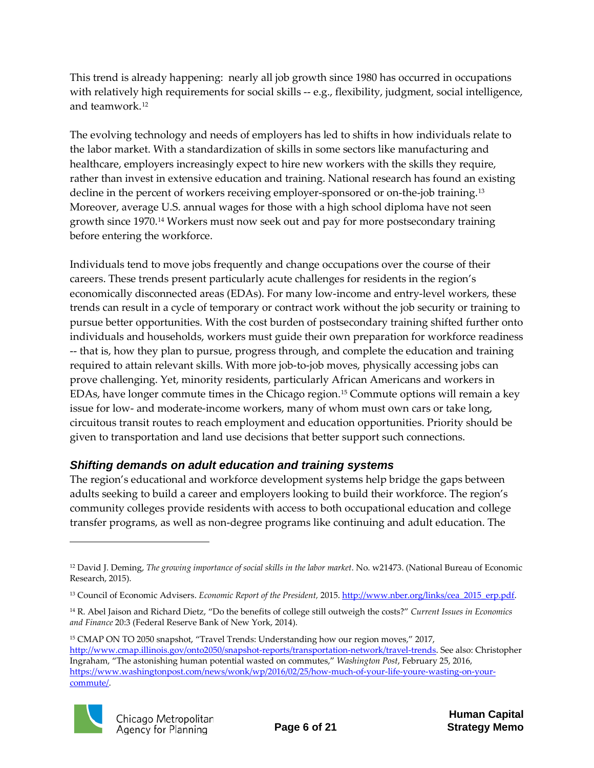This trend is already happening: nearly all job growth since 1980 has occurred in occupations with relatively high requirements for social skills -- e.g., flexibility, judgment, social intelligence, and teamwork.[12]

The evolving technology and needs of employers has led to shifts in how individuals relate to the labor market. With a standardization of skills in some sectors like manufacturing and healthcare, employers increasingly expect to hire new workers with the skills they require, rather than invest in extensive education and training. National research has found an existing decline in the percent of workers receiving employer-sponsored or on-the-job training.[13] Moreover, average U.S. annual wages for those with a high school diploma have not seen growth since 1970.[14] Workers must now seek out and pay for more postsecondary training before entering the workforce.

Individuals tend to move jobs frequently and change occupations over the course of their careers. These trends present particularly acute challenges for residents in the region's economically disconnected areas (EDAs). For many low-income and entry-level workers, these trends can result in a cycle of temporary or contract work without the job security or training to pursue better opportunities. With the cost burden of postsecondary training shifted further onto individuals and households, workers must guide their own preparation for workforce readiness -- that is, how they plan to pursue, progress through, and complete the education and training required to attain relevant skills. With more job-to-job moves, physically accessing jobs can prove challenging. Yet, minority residents, particularly African Americans and workers in EDAs, have longer commute times in the Chicago region.[15] Commute options will remain a key issue for low- and moderate-income workers, many of whom must own cars or take long, circuitous transit routes to reach employment and education opportunities. Priority should be given to transportation and land use decisions that better support such connections.

### *Shifting demands on adult education and training systems*

The region's educational and workforce development systems help bridge the gaps between adults seeking to build a career and employers looking to build their workforce. The region's community colleges provide residents with access to both occupational education and college transfer programs, as well as non-degree programs like continuing and adult education. The

---

[12] David J. Deming, *The growing importance of social skills in the labor market*. No. w21473. (National Bureau of Economic Research, 2015).

[13] Council of Economic Advisers. *Economic Report of the President*, 2015. http://www.nber.org/links/cea_2015_erp.pdf.

[14] R. Abel Jaison and Richard Dietz, "Do the benefits of college still outweigh the costs?" *Current Issues in Economics and Finance* 20:3 (Federal Reserve Bank of New York, 2014).

[15] CMAP ON TO 2050 snapshot, "Travel Trends: Understanding how our region moves," 2017, http://www.cmap.illinois.gov/onto2050/snapshot-reports/transportation-network/travel-trends. See also: Christopher Ingraham, "The astonishing human potential wasted on commutes," *Washington Post*, February 25, 2016, https://www.washingtonpost.com/news/wonk/wp/2016/02/25/how-much-of-your-life-youre-wasting-on-your-commute/.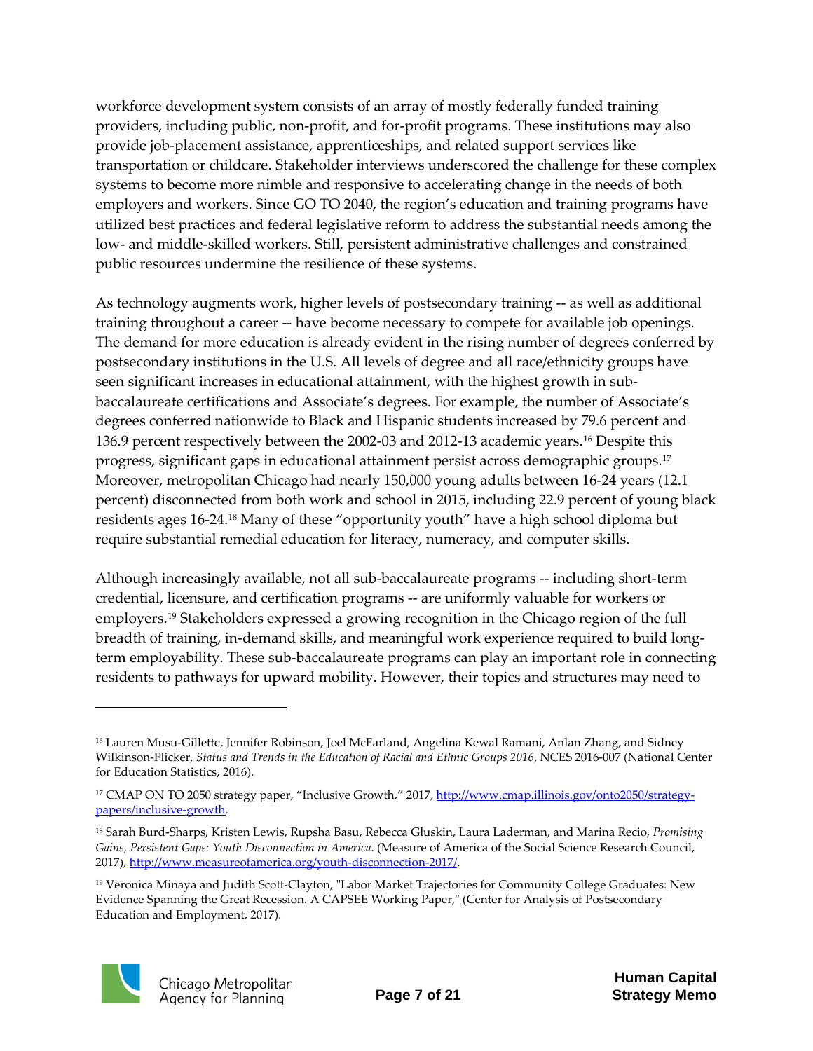workforce development system consists of an array of mostly federally funded training providers, including public, non-profit, and for-profit programs. These institutions may also provide job-placement assistance, apprenticeships, and related support services like transportation or childcare. Stakeholder interviews underscored the challenge for these complex systems to become more nimble and responsive to accelerating change in the needs of both employers and workers. Since GO TO 2040, the region's education and training programs have utilized best practices and federal legislative reform to address the substantial needs among the low- and middle-skilled workers. Still, persistent administrative challenges and constrained public resources undermine the resilience of these systems.

As technology augments work, higher levels of postsecondary training -- as well as additional training throughout a career -- have become necessary to compete for available job openings. The demand for more education is already evident in the rising number of degrees conferred by postsecondary institutions in the U.S. All levels of degree and all race/ethnicity groups have seen significant increases in educational attainment, with the highest growth in sub-baccalaureate certifications and Associate's degrees. For example, the number of Associate's degrees conferred nationwide to Black and Hispanic students increased by 79.6 percent and 136.9 percent respectively between the 2002-03 and 2012-13 academic years.[16] Despite this progress, significant gaps in educational attainment persist across demographic groups.[17] Moreover, metropolitan Chicago had nearly 150,000 young adults between 16-24 years (12.1 percent) disconnected from both work and school in 2015, including 22.9 percent of young black residents ages 16-24.[18] Many of these "opportunity youth" have a high school diploma but require substantial remedial education for literacy, numeracy, and computer skills.

Although increasingly available, not all sub-baccalaureate programs -- including short-term credential, licensure, and certification programs -- are uniformly valuable for workers or employers.[19] Stakeholders expressed a growing recognition in the Chicago region of the full breadth of training, in-demand skills, and meaningful work experience required to build long-term employability. These sub-baccalaureate programs can play an important role in connecting residents to pathways for upward mobility. However, their topics and structures may need to

---

[16] Lauren Musu-Gillette, Jennifer Robinson, Joel McFarland, Angelina Kewal Ramani, Anlan Zhang, and Sidney Wilkinson-Flicker, *Status and Trends in the Education of Racial and Ethnic Groups 2016*, NCES 2016-007 (National Center for Education Statistics, 2016).

[17] CMAP ON TO 2050 strategy paper, "Inclusive Growth," 2017, http://www.cmap.illinois.gov/onto2050/strategy-papers/inclusive-growth.

[18] Sarah Burd-Sharps, Kristen Lewis, Rupsha Basu, Rebecca Gluskin, Laura Laderman, and Marina Recio, *Promising Gains, Persistent Gaps: Youth Disconnection in America.* (Measure of America of the Social Science Research Council, 2017), http://www.measureofamerica.org/youth-disconnection-2017/.

[19] Veronica Minaya and Judith Scott-Clayton, "Labor Market Trajectories for Community College Graduates: New Evidence Spanning the Great Recession. A CAPSEE Working Paper," (Center for Analysis of Postsecondary Education and Employment, 2017).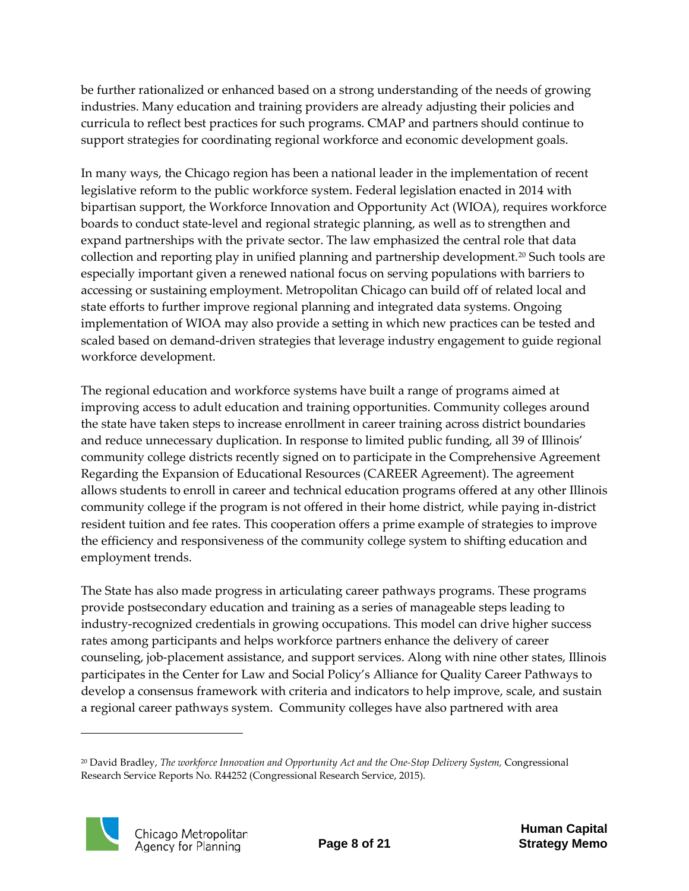be further rationalized or enhanced based on a strong understanding of the needs of growing industries. Many education and training providers are already adjusting their policies and curricula to reflect best practices for such programs. CMAP and partners should continue to support strategies for coordinating regional workforce and economic development goals.

In many ways, the Chicago region has been a national leader in the implementation of recent legislative reform to the public workforce system. Federal legislation enacted in 2014 with bipartisan support, the Workforce Innovation and Opportunity Act (WIOA), requires workforce boards to conduct state-level and regional strategic planning, as well as to strengthen and expand partnerships with the private sector. The law emphasized the central role that data collection and reporting play in unified planning and partnership development.[20] Such tools are especially important given a renewed national focus on serving populations with barriers to accessing or sustaining employment. Metropolitan Chicago can build off of related local and state efforts to further improve regional planning and integrated data systems. Ongoing implementation of WIOA may also provide a setting in which new practices can be tested and scaled based on demand-driven strategies that leverage industry engagement to guide regional workforce development.

The regional education and workforce systems have built a range of programs aimed at improving access to adult education and training opportunities. Community colleges around the state have taken steps to increase enrollment in career training across district boundaries and reduce unnecessary duplication. In response to limited public funding, all 39 of Illinois' community college districts recently signed on to participate in the Comprehensive Agreement Regarding the Expansion of Educational Resources (CAREER Agreement). The agreement allows students to enroll in career and technical education programs offered at any other Illinois community college if the program is not offered in their home district, while paying in-district resident tuition and fee rates. This cooperation offers a prime example of strategies to improve the efficiency and responsiveness of the community college system to shifting education and employment trends.

The State has also made progress in articulating career pathways programs. These programs provide postsecondary education and training as a series of manageable steps leading to industry-recognized credentials in growing occupations. This model can drive higher success rates among participants and helps workforce partners enhance the delivery of career counseling, job-placement assistance, and support services. Along with nine other states, Illinois participates in the Center for Law and Social Policy's Alliance for Quality Career Pathways to develop a consensus framework with criteria and indicators to help improve, scale, and sustain a regional career pathways system. Community colleges have also partnered with area

---

[20] David Bradley, *The workforce Innovation and Opportunity Act and the One-Stop Delivery System,* Congressional Research Service Reports No. R44252 (Congressional Research Service, 2015).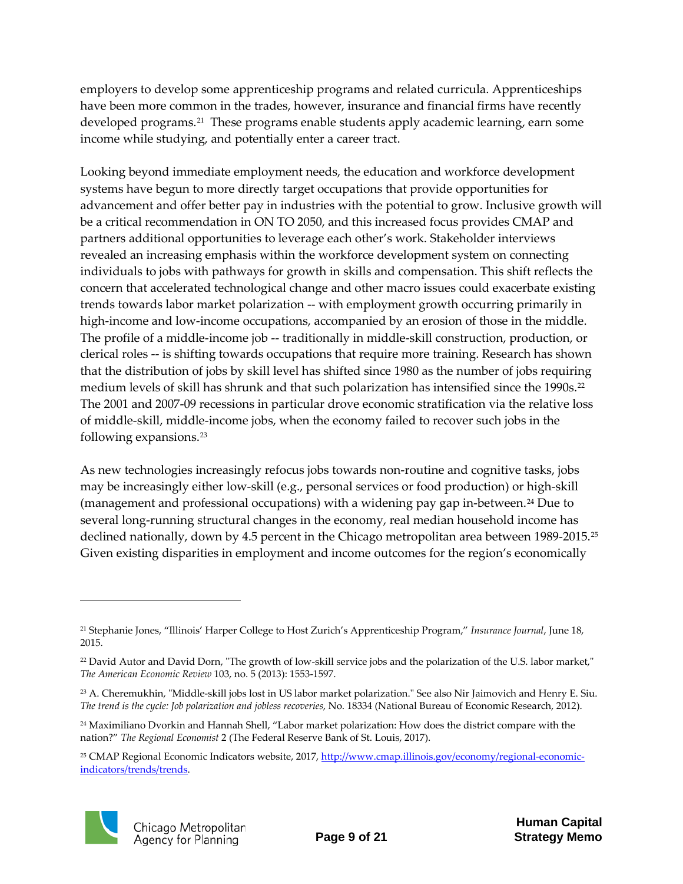employers to develop some apprenticeship programs and related curricula. Apprenticeships have been more common in the trades, however, insurance and financial firms have recently developed programs.[21] These programs enable students apply academic learning, earn some income while studying, and potentially enter a career tract.

Looking beyond immediate employment needs, the education and workforce development systems have begun to more directly target occupations that provide opportunities for advancement and offer better pay in industries with the potential to grow. Inclusive growth will be a critical recommendation in ON TO 2050, and this increased focus provides CMAP and partners additional opportunities to leverage each other's work. Stakeholder interviews revealed an increasing emphasis within the workforce development system on connecting individuals to jobs with pathways for growth in skills and compensation. This shift reflects the concern that accelerated technological change and other macro issues could exacerbate existing trends towards labor market polarization -- with employment growth occurring primarily in high-income and low-income occupations, accompanied by an erosion of those in the middle. The profile of a middle-income job -- traditionally in middle-skill construction, production, or clerical roles -- is shifting towards occupations that require more training. Research has shown that the distribution of jobs by skill level has shifted since 1980 as the number of jobs requiring medium levels of skill has shrunk and that such polarization has intensified since the 1990s.[22] The 2001 and 2007-09 recessions in particular drove economic stratification via the relative loss of middle-skill, middle-income jobs, when the economy failed to recover such jobs in the following expansions.[23]

As new technologies increasingly refocus jobs towards non-routine and cognitive tasks, jobs may be increasingly either low-skill (e.g., personal services or food production) or high-skill (management and professional occupations) with a widening pay gap in-between.[24] Due to several long-running structural changes in the economy, real median household income has declined nationally, down by 4.5 percent in the Chicago metropolitan area between 1989-2015.[25] Given existing disparities in employment and income outcomes for the region's economically

---

[21] Stephanie Jones, "Illinois' Harper College to Host Zurich's Apprenticeship Program," *Insurance Journal*, June 18, 2015.

[22] David Autor and David Dorn, "The growth of low-skill service jobs and the polarization of the U.S. labor market," *The American Economic Review* 103, no. 5 (2013): 1553-1597.

[23] A. Cheremukhin, "Middle-skill jobs lost in US labor market polarization." See also Nir Jaimovich and Henry E. Siu. *The trend is the cycle: Job polarization and jobless recoveries*, No. 18334 (National Bureau of Economic Research, 2012).

[24] Maximiliano Dvorkin and Hannah Shell, "Labor market polarization: How does the district compare with the nation?" *The Regional Economist* 2 (The Federal Reserve Bank of St. Louis, 2017).

[25] CMAP Regional Economic Indicators website, 2017, http://www.cmap.illinois.gov/economy/regional-economic-indicators/trends/trends.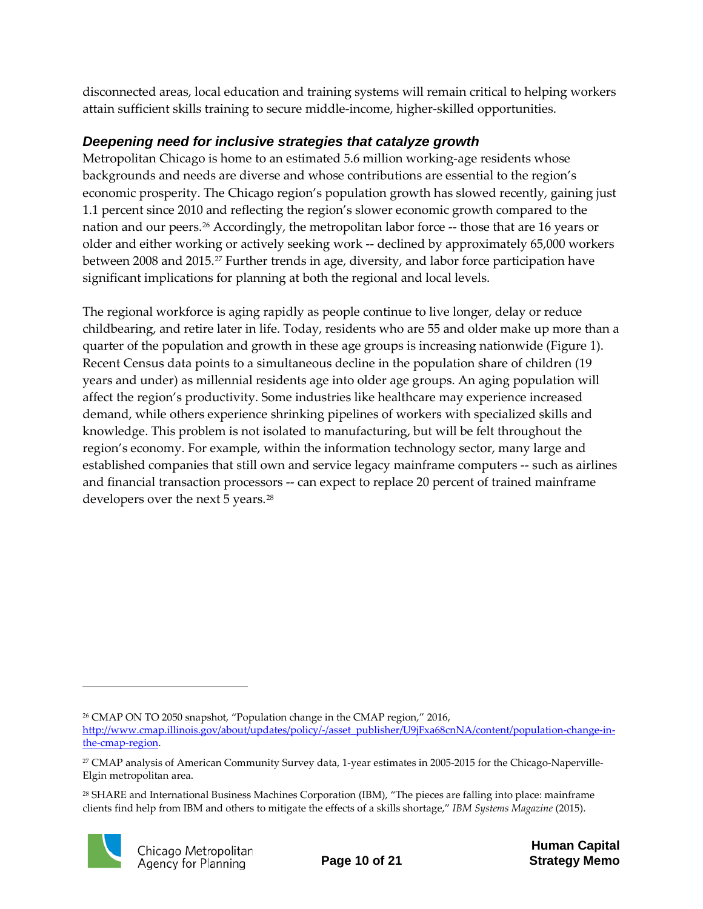disconnected areas, local education and training systems will remain critical to helping workers attain sufficient skills training to secure middle-income, higher-skilled opportunities.

### *Deepening need for inclusive strategies that catalyze growth*

Metropolitan Chicago is home to an estimated 5.6 million working-age residents whose backgrounds and needs are diverse and whose contributions are essential to the region's economic prosperity. The Chicago region's population growth has slowed recently, gaining just 1.1 percent since 2010 and reflecting the region's slower economic growth compared to the nation and our peers.[26] Accordingly, the metropolitan labor force -- those that are 16 years or older and either working or actively seeking work -- declined by approximately 65,000 workers between 2008 and 2015.[27] Further trends in age, diversity, and labor force participation have significant implications for planning at both the regional and local levels.

The regional workforce is aging rapidly as people continue to live longer, delay or reduce childbearing, and retire later in life. Today, residents who are 55 and older make up more than a quarter of the population and growth in these age groups is increasing nationwide (Figure 1). Recent Census data points to a simultaneous decline in the population share of children (19 years and under) as millennial residents age into older age groups. An aging population will affect the region's productivity. Some industries like healthcare may experience increased demand, while others experience shrinking pipelines of workers with specialized skills and knowledge. This problem is not isolated to manufacturing, but will be felt throughout the region's economy. For example, within the information technology sector, many large and established companies that still own and service legacy mainframe computers -- such as airlines and financial transaction processors -- can expect to replace 20 percent of trained mainframe developers over the next 5 years.[28]

---

[26] CMAP ON TO 2050 snapshot, "Population change in the CMAP region," 2016, http://www.cmap.illinois.gov/about/updates/policy/-/asset_publisher/U9jFxa68cnNA/content/population-change-in-the-cmap-region.

[27] CMAP analysis of American Community Survey data, 1-year estimates in 2005-2015 for the Chicago-Naperville-Elgin metropolitan area.

[28] SHARE and International Business Machines Corporation (IBM), "The pieces are falling into place: mainframe clients find help from IBM and others to mitigate the effects of a skills shortage," *IBM Systems Magazine* (2015).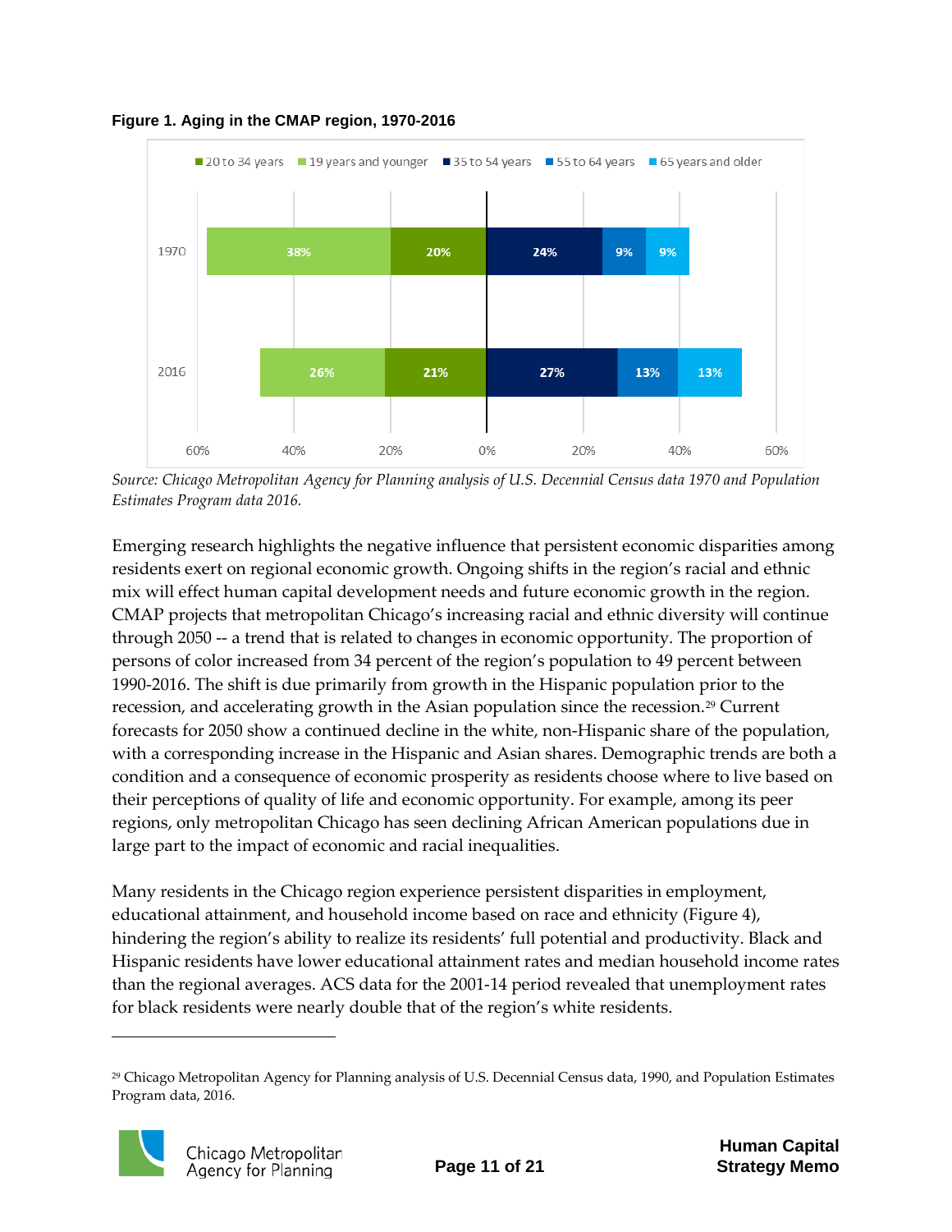**Figure 1. Aging in the CMAP region, 1970-2016**

| Year | 19 years and younger | 20 to 34 years | 35 to 54 years | 55 to 64 years | 65 years and older |
|---|---|---|---|---|---|
| 1970 | 38% | 20% | 24% | 9% | 9% |
| 2016 | 26% | 21% | 27% | 13% | 13% |

*Source: Chicago Metropolitan Agency for Planning analysis of U.S. Decennial Census data 1970 and Population Estimates Program data 2016.*

Emerging research highlights the negative influence that persistent economic disparities among residents exert on regional economic growth. Ongoing shifts in the region's racial and ethnic mix will effect human capital development needs and future economic growth in the region. CMAP projects that metropolitan Chicago's increasing racial and ethnic diversity will continue through 2050 -- a trend that is related to changes in economic opportunity. The proportion of persons of color increased from 34 percent of the region's population to 49 percent between 1990-2016. The shift is due primarily from growth in the Hispanic population prior to the recession, and accelerating growth in the Asian population since the recession.[29] Current forecasts for 2050 show a continued decline in the white, non-Hispanic share of the population, with a corresponding increase in the Hispanic and Asian shares. Demographic trends are both a condition and a consequence of economic prosperity as residents choose where to live based on their perceptions of quality of life and economic opportunity. For example, among its peer regions, only metropolitan Chicago has seen declining African American populations due in large part to the impact of economic and racial inequalities.

Many residents in the Chicago region experience persistent disparities in employment, educational attainment, and household income based on race and ethnicity (Figure 4), hindering the region's ability to realize its residents' full potential and productivity. Black and Hispanic residents have lower educational attainment rates and median household income rates than the regional averages. ACS data for the 2001-14 period revealed that unemployment rates for black residents were nearly double that of the region's white residents.

---

[29] Chicago Metropolitan Agency for Planning analysis of U.S. Decennial Census data, 1990, and Population Estimates Program data, 2016.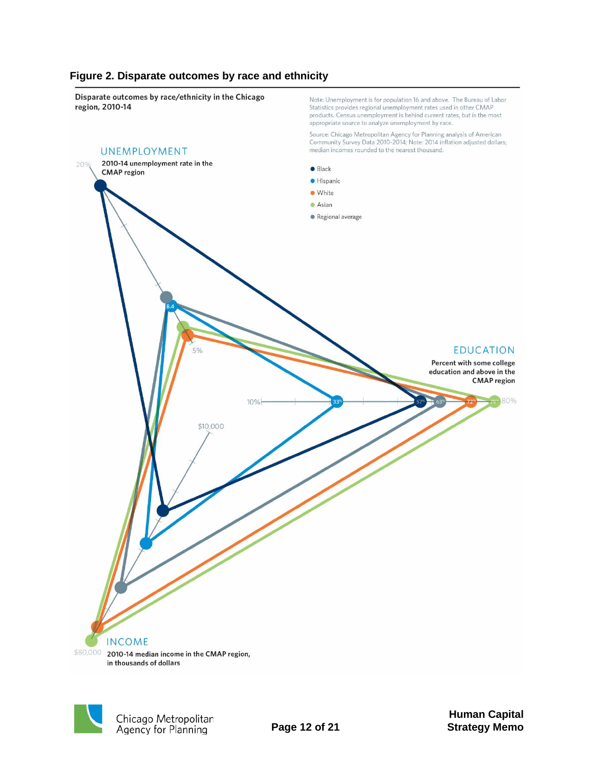**Figure 2. Disparate outcomes by race and ethnicity**

Disparate outcomes by race/ethnicity in the Chicago region, 2010-14

Note: Unemployment is for population 16 and above. The Bureau of Labor Statistics provides regional unemployment rates used in other CMAP products. Census unemployment is behind current rates, but is the most appropriate source to analyze unemployment by race.

Source: Chicago Metropolitan Agency for Planning analysis of American Community Survey Data 2010-2014; Note: 2014 inflation adjusted dollars; median incomes rounded to the nearest thousand.

- Black
- Hispanic
- White
- Asian
- Regional average

UNEMPLOYMENT

2010-14 unemployment rate in the CMAP region

20%

8.4

5%

EDUCATION

Percent with some college education and above in the CMAP region

10%

33%

57%

63%

72%

79%

80%

$10,000

INCOME

$80,000

2010-14 median income in the CMAP region, in thousands of dollars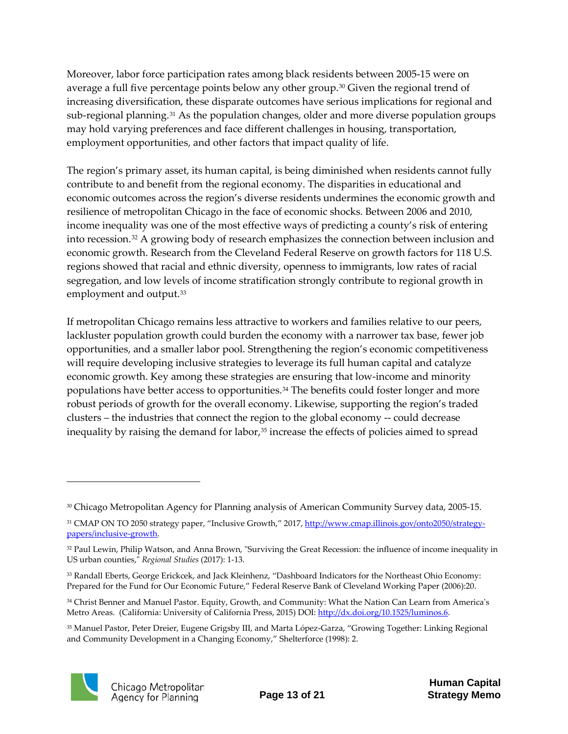Moreover, labor force participation rates among black residents between 2005-15 were on average a full five percentage points below any other group.[30] Given the regional trend of increasing diversification, these disparate outcomes have serious implications for regional and sub-regional planning.[31] As the population changes, older and more diverse population groups may hold varying preferences and face different challenges in housing, transportation, employment opportunities, and other factors that impact quality of life.

The region's primary asset, its human capital, is being diminished when residents cannot fully contribute to and benefit from the regional economy. The disparities in educational and economic outcomes across the region's diverse residents undermines the economic growth and resilience of metropolitan Chicago in the face of economic shocks. Between 2006 and 2010, income inequality was one of the most effective ways of predicting a county's risk of entering into recession.[32] A growing body of research emphasizes the connection between inclusion and economic growth. Research from the Cleveland Federal Reserve on growth factors for 118 U.S. regions showed that racial and ethnic diversity, openness to immigrants, low rates of racial segregation, and low levels of income stratification strongly contribute to regional growth in employment and output.[33]

If metropolitan Chicago remains less attractive to workers and families relative to our peers, lackluster population growth could burden the economy with a narrower tax base, fewer job opportunities, and a smaller labor pool. Strengthening the region's economic competitiveness will require developing inclusive strategies to leverage its full human capital and catalyze economic growth. Key among these strategies are ensuring that low-income and minority populations have better access to opportunities.[34] The benefits could foster longer and more robust periods of growth for the overall economy. Likewise, supporting the region's traded clusters – the industries that connect the region to the global economy -- could decrease inequality by raising the demand for labor,[35] increase the effects of policies aimed to spread

---

[30] Chicago Metropolitan Agency for Planning analysis of American Community Survey data, 2005-15.

[31] CMAP ON TO 2050 strategy paper, "Inclusive Growth," 2017, [http://www.cmap.illinois.gov/onto2050/strategy-papers/inclusive-growth](http://www.cmap.illinois.gov/onto2050/strategy-papers/inclusive-growth).

[32] Paul Lewin, Philip Watson, and Anna Brown, "Surviving the Great Recession: the influence of income inequality in US urban counties," *Regional Studies* (2017): 1-13.

[33] Randall Eberts, George Erickcek, and Jack Kleinhenz, "Dashboard Indicators for the Northeast Ohio Economy: Prepared for the Fund for Our Economic Future," Federal Reserve Bank of Cleveland Working Paper (2006):20.

[34] Christ Benner and Manuel Pastor. Equity, Growth, and Community: What the Nation Can Learn from America's Metro Areas. (California: University of California Press, 2015) DOI: [http://dx.doi.org/10.1525/luminos.6](http://dx.doi.org/10.1525/luminos.6).

[35] Manuel Pastor, Peter Dreier, Eugene Grigsby III, and Marta López-Garza, "Growing Together: Linking Regional and Community Development in a Changing Economy," Shelterforce (1998): 2.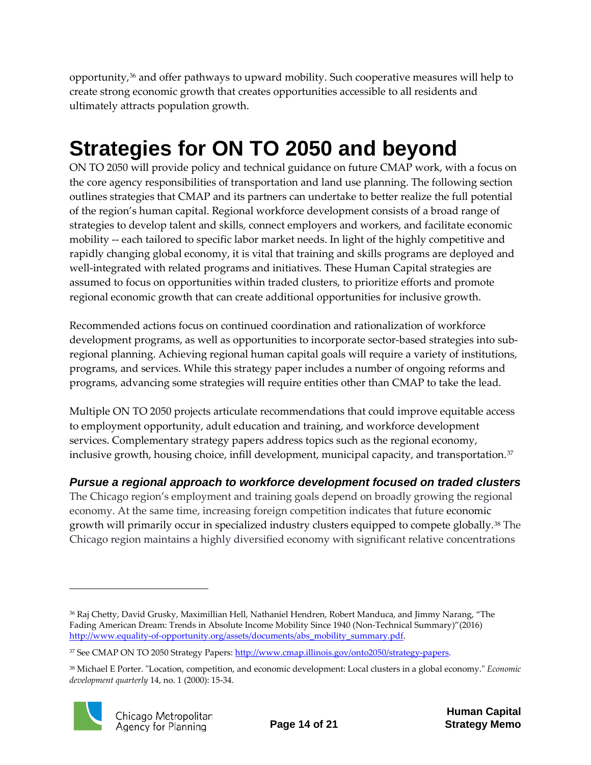opportunity,[36] and offer pathways to upward mobility. Such cooperative measures will help to create strong economic growth that creates opportunities accessible to all residents and ultimately attracts population growth.

# Strategies for ON TO 2050 and beyond

ON TO 2050 will provide policy and technical guidance on future CMAP work, with a focus on the core agency responsibilities of transportation and land use planning. The following section outlines strategies that CMAP and its partners can undertake to better realize the full potential of the region's human capital. Regional workforce development consists of a broad range of strategies to develop talent and skills, connect employers and workers, and facilitate economic mobility -- each tailored to specific labor market needs. In light of the highly competitive and rapidly changing global economy, it is vital that training and skills programs are deployed and well-integrated with related programs and initiatives. These Human Capital strategies are assumed to focus on opportunities within traded clusters, to prioritize efforts and promote regional economic growth that can create additional opportunities for inclusive growth.

Recommended actions focus on continued coordination and rationalization of workforce development programs, as well as opportunities to incorporate sector-based strategies into sub-regional planning. Achieving regional human capital goals will require a variety of institutions, programs, and services. While this strategy paper includes a number of ongoing reforms and programs, advancing some strategies will require entities other than CMAP to take the lead.

Multiple ON TO 2050 projects articulate recommendations that could improve equitable access to employment opportunity, adult education and training, and workforce development services. Complementary strategy papers address topics such as the regional economy, inclusive growth, housing choice, infill development, municipal capacity, and transportation.[37]

### *Pursue a regional approach to workforce development focused on traded clusters*

The Chicago region's employment and training goals depend on broadly growing the regional economy. At the same time, increasing foreign competition indicates that future economic growth will primarily occur in specialized industry clusters equipped to compete globally.[38] The Chicago region maintains a highly diversified economy with significant relative concentrations

---

[36] Raj Chetty, David Grusky, Maximillian Hell, Nathaniel Hendren, Robert Manduca, and Jimmy Narang, "The Fading American Dream: Trends in Absolute Income Mobility Since 1940 (Non-Technical Summary)"(2016) http://www.equality-of-opportunity.org/assets/documents/abs_mobility_summary.pdf.

[37] See CMAP ON TO 2050 Strategy Papers: http://www.cmap.illinois.gov/onto2050/strategy-papers.

[38] Michael E Porter. "Location, competition, and economic development: Local clusters in a global economy." *Economic development quarterly* 14, no. 1 (2000): 15-34.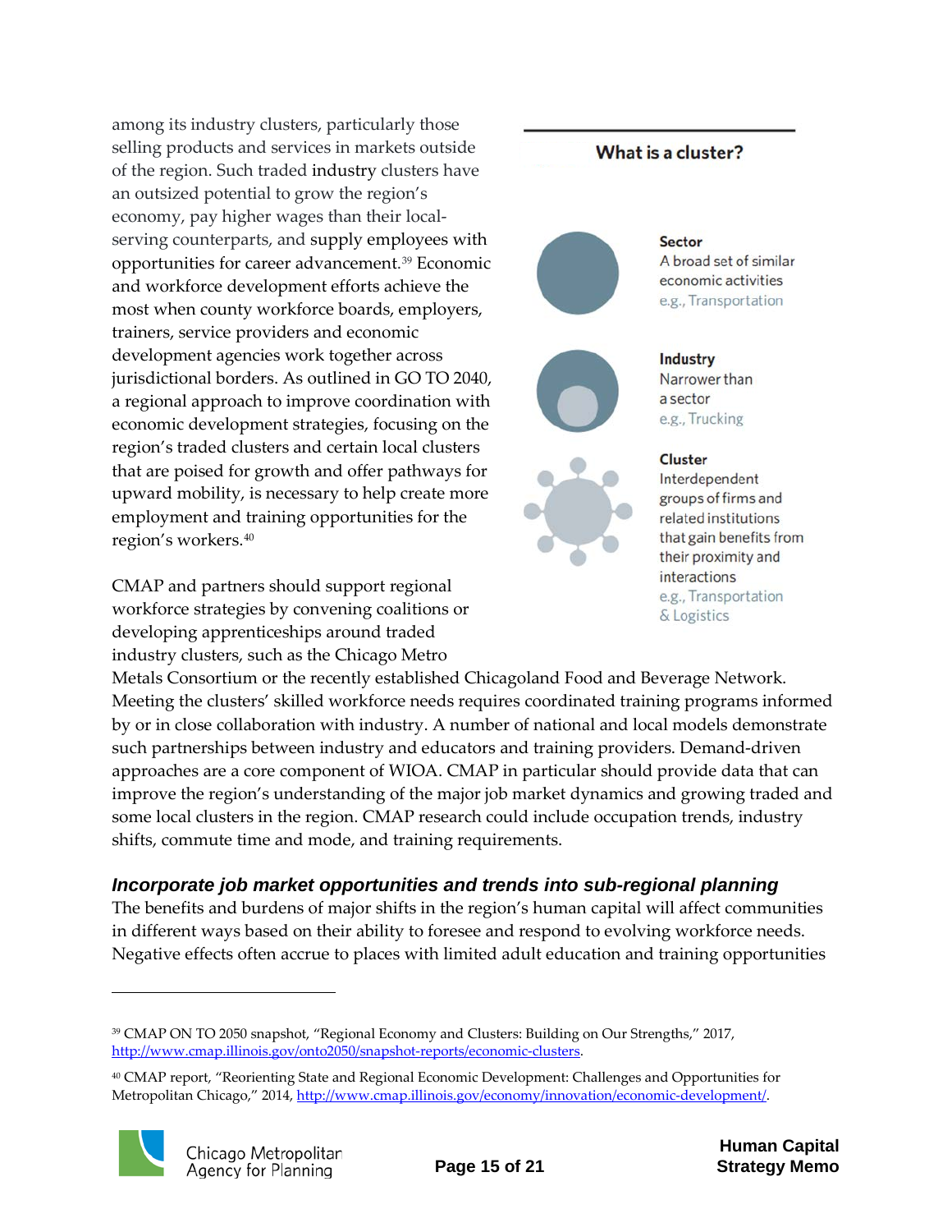among its industry clusters, particularly those selling products and services in markets outside of the region. Such traded industry clusters have an outsized potential to grow the region's economy, pay higher wages than their local-serving counterparts, and supply employees with opportunities for career advancement.[39] Economic and workforce development efforts achieve the most when county workforce boards, employers, trainers, service providers and economic development agencies work together across jurisdictional borders. As outlined in GO TO 2040, a regional approach to improve coordination with economic development strategies, focusing on the region's traded clusters and certain local clusters that are poised for growth and offer pathways for upward mobility, is necessary to help create more employment and training opportunities for the region's workers.[40]

### What is a cluster?

**Sector**
A broad set of similar economic activities
e.g., Transportation

**Industry**
Narrower than a sector
e.g., Trucking

**Cluster**
Interdependent groups of firms and related institutions that gain benefits from their proximity and interactions
e.g., Transportation & Logistics

CMAP and partners should support regional workforce strategies by convening coalitions or developing apprenticeships around traded industry clusters, such as the Chicago Metro Metals Consortium or the recently established Chicagoland Food and Beverage Network. Meeting the clusters' skilled workforce needs requires coordinated training programs informed by or in close collaboration with industry. A number of national and local models demonstrate such partnerships between industry and educators and training providers. Demand-driven approaches are a core component of WIOA. CMAP in particular should provide data that can improve the region's understanding of the major job market dynamics and growing traded and some local clusters in the region. CMAP research could include occupation trends, industry shifts, commute time and mode, and training requirements.

### *Incorporate job market opportunities and trends into sub-regional planning*

The benefits and burdens of major shifts in the region's human capital will affect communities in different ways based on their ability to foresee and respond to evolving workforce needs. Negative effects often accrue to places with limited adult education and training opportunities

---

[39] CMAP ON TO 2050 snapshot, "Regional Economy and Clusters: Building on Our Strengths," 2017, http://www.cmap.illinois.gov/onto2050/snapshot-reports/economic-clusters.

[40] CMAP report, "Reorienting State and Regional Economic Development: Challenges and Opportunities for Metropolitan Chicago," 2014, http://www.cmap.illinois.gov/economy/innovation/economic-development/.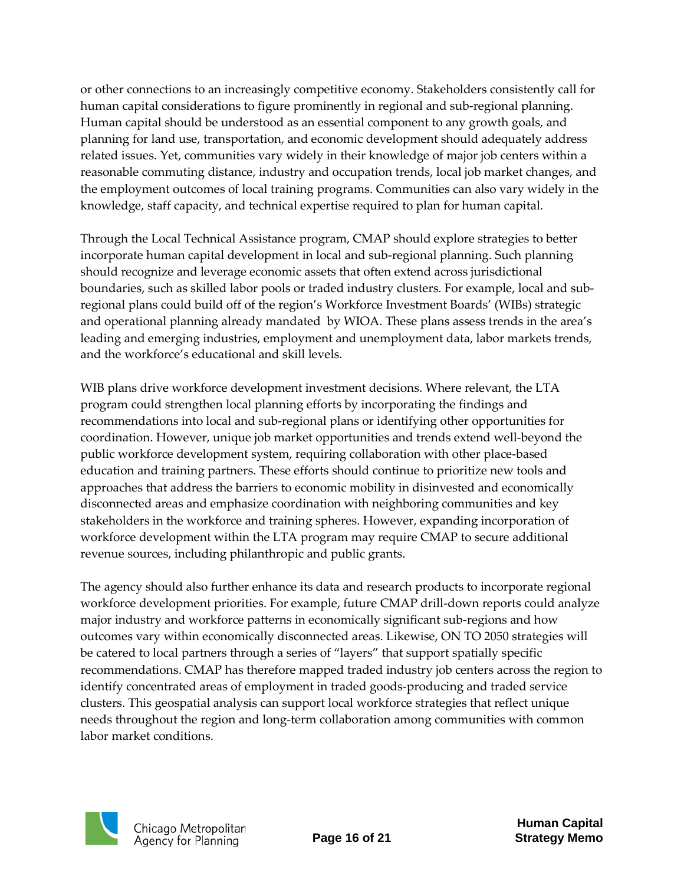or other connections to an increasingly competitive economy. Stakeholders consistently call for human capital considerations to figure prominently in regional and sub-regional planning. Human capital should be understood as an essential component to any growth goals, and planning for land use, transportation, and economic development should adequately address related issues. Yet, communities vary widely in their knowledge of major job centers within a reasonable commuting distance, industry and occupation trends, local job market changes, and the employment outcomes of local training programs. Communities can also vary widely in the knowledge, staff capacity, and technical expertise required to plan for human capital.

Through the Local Technical Assistance program, CMAP should explore strategies to better incorporate human capital development in local and sub-regional planning. Such planning should recognize and leverage economic assets that often extend across jurisdictional boundaries, such as skilled labor pools or traded industry clusters. For example, local and sub-regional plans could build off of the region's Workforce Investment Boards' (WIBs) strategic and operational planning already mandated by WIOA. These plans assess trends in the area's leading and emerging industries, employment and unemployment data, labor markets trends, and the workforce's educational and skill levels.

WIB plans drive workforce development investment decisions. Where relevant, the LTA program could strengthen local planning efforts by incorporating the findings and recommendations into local and sub-regional plans or identifying other opportunities for coordination. However, unique job market opportunities and trends extend well-beyond the public workforce development system, requiring collaboration with other place-based education and training partners. These efforts should continue to prioritize new tools and approaches that address the barriers to economic mobility in disinvested and economically disconnected areas and emphasize coordination with neighboring communities and key stakeholders in the workforce and training spheres. However, expanding incorporation of workforce development within the LTA program may require CMAP to secure additional revenue sources, including philanthropic and public grants.

The agency should also further enhance its data and research products to incorporate regional workforce development priorities. For example, future CMAP drill-down reports could analyze major industry and workforce patterns in economically significant sub-regions and how outcomes vary within economically disconnected areas. Likewise, ON TO 2050 strategies will be catered to local partners through a series of "layers" that support spatially specific recommendations. CMAP has therefore mapped traded industry job centers across the region to identify concentrated areas of employment in traded goods-producing and traded service clusters. This geospatial analysis can support local workforce strategies that reflect unique needs throughout the region and long-term collaboration among communities with common labor market conditions.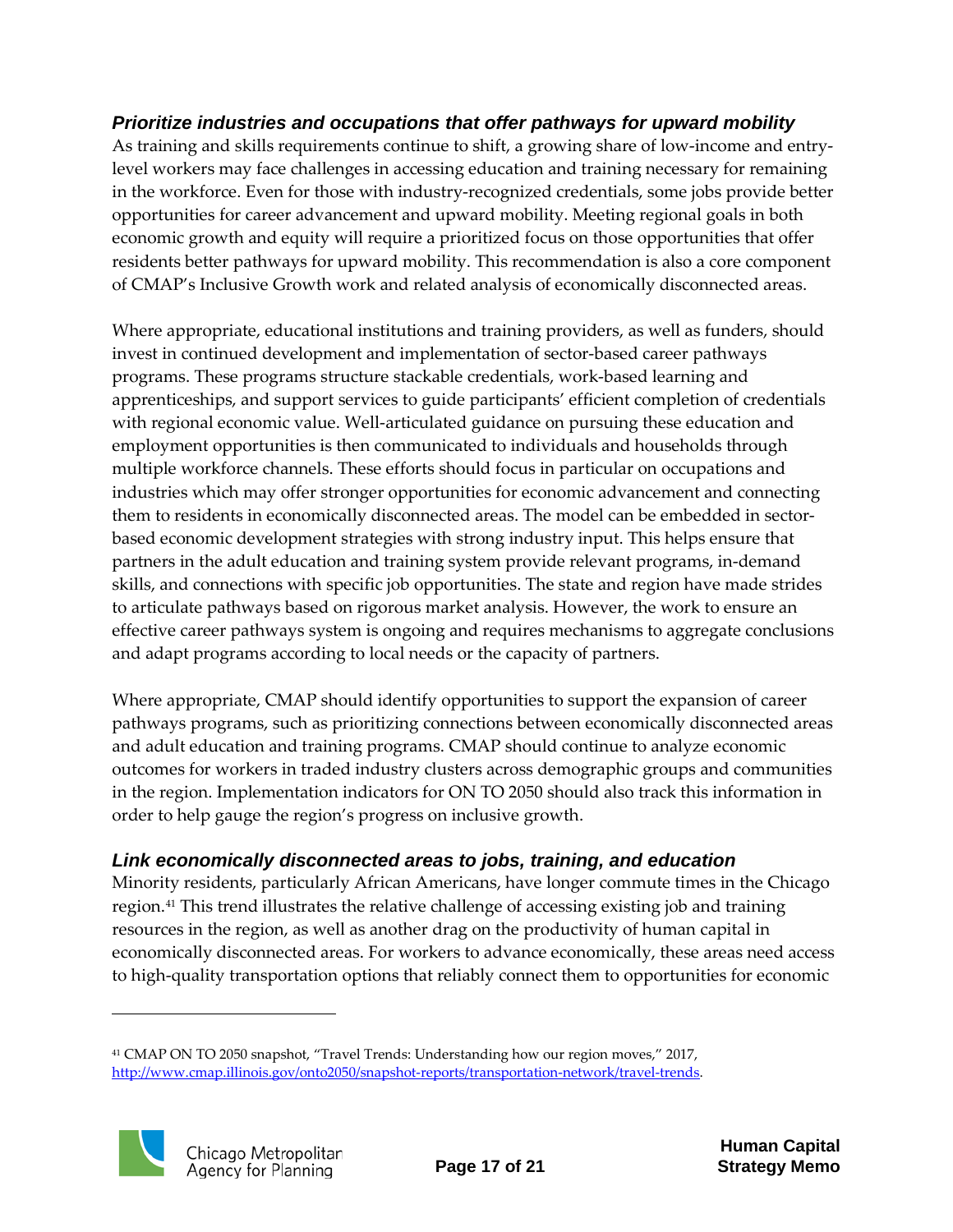### *Prioritize industries and occupations that offer pathways for upward mobility*

As training and skills requirements continue to shift, a growing share of low-income and entry-level workers may face challenges in accessing education and training necessary for remaining in the workforce. Even for those with industry-recognized credentials, some jobs provide better opportunities for career advancement and upward mobility. Meeting regional goals in both economic growth and equity will require a prioritized focus on those opportunities that offer residents better pathways for upward mobility. This recommendation is also a core component of CMAP's Inclusive Growth work and related analysis of economically disconnected areas.

Where appropriate, educational institutions and training providers, as well as funders, should invest in continued development and implementation of sector-based career pathways programs. These programs structure stackable credentials, work-based learning and apprenticeships, and support services to guide participants' efficient completion of credentials with regional economic value. Well-articulated guidance on pursuing these education and employment opportunities is then communicated to individuals and households through multiple workforce channels. These efforts should focus in particular on occupations and industries which may offer stronger opportunities for economic advancement and connecting them to residents in economically disconnected areas. The model can be embedded in sector-based economic development strategies with strong industry input. This helps ensure that partners in the adult education and training system provide relevant programs, in-demand skills, and connections with specific job opportunities. The state and region have made strides to articulate pathways based on rigorous market analysis. However, the work to ensure an effective career pathways system is ongoing and requires mechanisms to aggregate conclusions and adapt programs according to local needs or the capacity of partners.

Where appropriate, CMAP should identify opportunities to support the expansion of career pathways programs, such as prioritizing connections between economically disconnected areas and adult education and training programs. CMAP should continue to analyze economic outcomes for workers in traded industry clusters across demographic groups and communities in the region. Implementation indicators for ON TO 2050 should also track this information in order to help gauge the region's progress on inclusive growth.

### *Link economically disconnected areas to jobs, training, and education*

Minority residents, particularly African Americans, have longer commute times in the Chicago region.[41] This trend illustrates the relative challenge of accessing existing job and training resources in the region, as well as another drag on the productivity of human capital in economically disconnected areas. For workers to advance economically, these areas need access to high-quality transportation options that reliably connect them to opportunities for economic

[41] CMAP ON TO 2050 snapshot, "Travel Trends: Understanding how our region moves," 2017, http://www.cmap.illinois.gov/onto2050/snapshot-reports/transportation-network/travel-trends.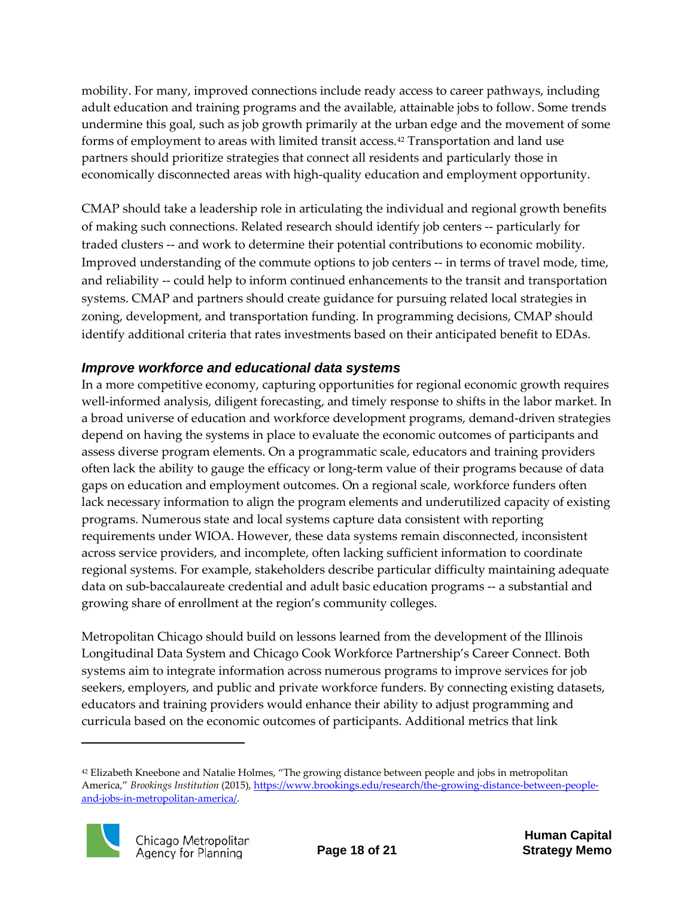mobility. For many, improved connections include ready access to career pathways, including adult education and training programs and the available, attainable jobs to follow. Some trends undermine this goal, such as job growth primarily at the urban edge and the movement of some forms of employment to areas with limited transit access.[42] Transportation and land use partners should prioritize strategies that connect all residents and particularly those in economically disconnected areas with high-quality education and employment opportunity.

CMAP should take a leadership role in articulating the individual and regional growth benefits of making such connections. Related research should identify job centers -- particularly for traded clusters -- and work to determine their potential contributions to economic mobility. Improved understanding of the commute options to job centers -- in terms of travel mode, time, and reliability -- could help to inform continued enhancements to the transit and transportation systems. CMAP and partners should create guidance for pursuing related local strategies in zoning, development, and transportation funding. In programming decisions, CMAP should identify additional criteria that rates investments based on their anticipated benefit to EDAs.

### *Improve workforce and educational data systems*

In a more competitive economy, capturing opportunities for regional economic growth requires well-informed analysis, diligent forecasting, and timely response to shifts in the labor market. In a broad universe of education and workforce development programs, demand-driven strategies depend on having the systems in place to evaluate the economic outcomes of participants and assess diverse program elements. On a programmatic scale, educators and training providers often lack the ability to gauge the efficacy or long-term value of their programs because of data gaps on education and employment outcomes. On a regional scale, workforce funders often lack necessary information to align the program elements and underutilized capacity of existing programs. Numerous state and local systems capture data consistent with reporting requirements under WIOA. However, these data systems remain disconnected, inconsistent across service providers, and incomplete, often lacking sufficient information to coordinate regional systems. For example, stakeholders describe particular difficulty maintaining adequate data on sub-baccalaureate credential and adult basic education programs -- a substantial and growing share of enrollment at the region's community colleges.

Metropolitan Chicago should build on lessons learned from the development of the Illinois Longitudinal Data System and Chicago Cook Workforce Partnership's Career Connect. Both systems aim to integrate information across numerous programs to improve services for job seekers, employers, and public and private workforce funders. By connecting existing datasets, educators and training providers would enhance their ability to adjust programming and curricula based on the economic outcomes of participants. Additional metrics that link

---

[42] Elizabeth Kneebone and Natalie Holmes, "The growing distance between people and jobs in metropolitan America," *Brookings Institution* (2015), https://www.brookings.edu/research/the-growing-distance-between-people-and-jobs-in-metropolitan-america/.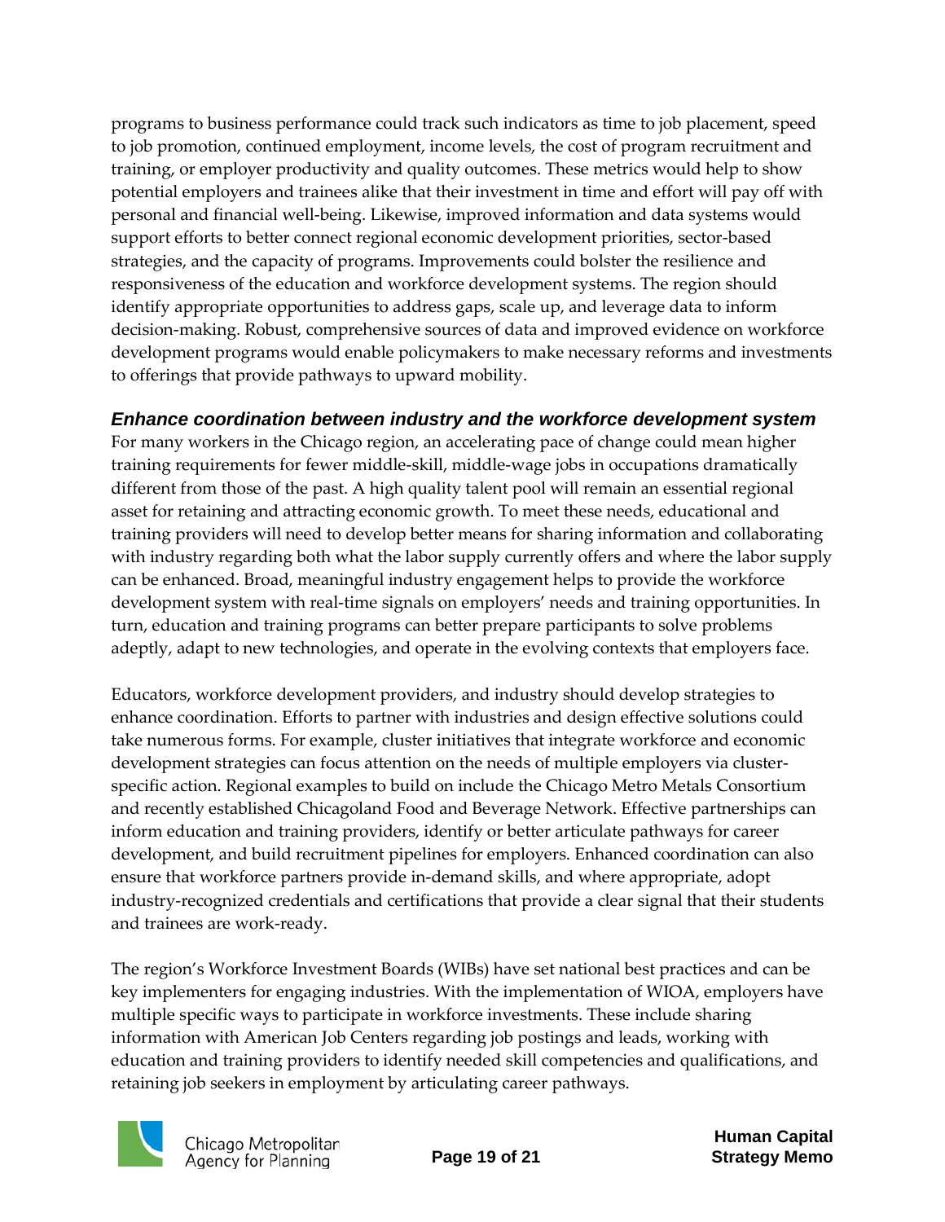programs to business performance could track such indicators as time to job placement, speed to job promotion, continued employment, income levels, the cost of program recruitment and training, or employer productivity and quality outcomes. These metrics would help to show potential employers and trainees alike that their investment in time and effort will pay off with personal and financial well-being. Likewise, improved information and data systems would support efforts to better connect regional economic development priorities, sector-based strategies, and the capacity of programs. Improvements could bolster the resilience and responsiveness of the education and workforce development systems. The region should identify appropriate opportunities to address gaps, scale up, and leverage data to inform decision-making. Robust, comprehensive sources of data and improved evidence on workforce development programs would enable policymakers to make necessary reforms and investments to offerings that provide pathways to upward mobility.

### *Enhance coordination between industry and the workforce development system*

For many workers in the Chicago region, an accelerating pace of change could mean higher training requirements for fewer middle-skill, middle-wage jobs in occupations dramatically different from those of the past. A high quality talent pool will remain an essential regional asset for retaining and attracting economic growth. To meet these needs, educational and training providers will need to develop better means for sharing information and collaborating with industry regarding both what the labor supply currently offers and where the labor supply can be enhanced. Broad, meaningful industry engagement helps to provide the workforce development system with real-time signals on employers' needs and training opportunities. In turn, education and training programs can better prepare participants to solve problems adeptly, adapt to new technologies, and operate in the evolving contexts that employers face.

Educators, workforce development providers, and industry should develop strategies to enhance coordination. Efforts to partner with industries and design effective solutions could take numerous forms. For example, cluster initiatives that integrate workforce and economic development strategies can focus attention on the needs of multiple employers via cluster-specific action. Regional examples to build on include the Chicago Metro Metals Consortium and recently established Chicagoland Food and Beverage Network. Effective partnerships can inform education and training providers, identify or better articulate pathways for career development, and build recruitment pipelines for employers. Enhanced coordination can also ensure that workforce partners provide in-demand skills, and where appropriate, adopt industry-recognized credentials and certifications that provide a clear signal that their students and trainees are work-ready.

The region's Workforce Investment Boards (WIBs) have set national best practices and can be key implementers for engaging industries. With the implementation of WIOA, employers have multiple specific ways to participate in workforce investments. These include sharing information with American Job Centers regarding job postings and leads, working with education and training providers to identify needed skill competencies and qualifications, and retaining job seekers in employment by articulating career pathways.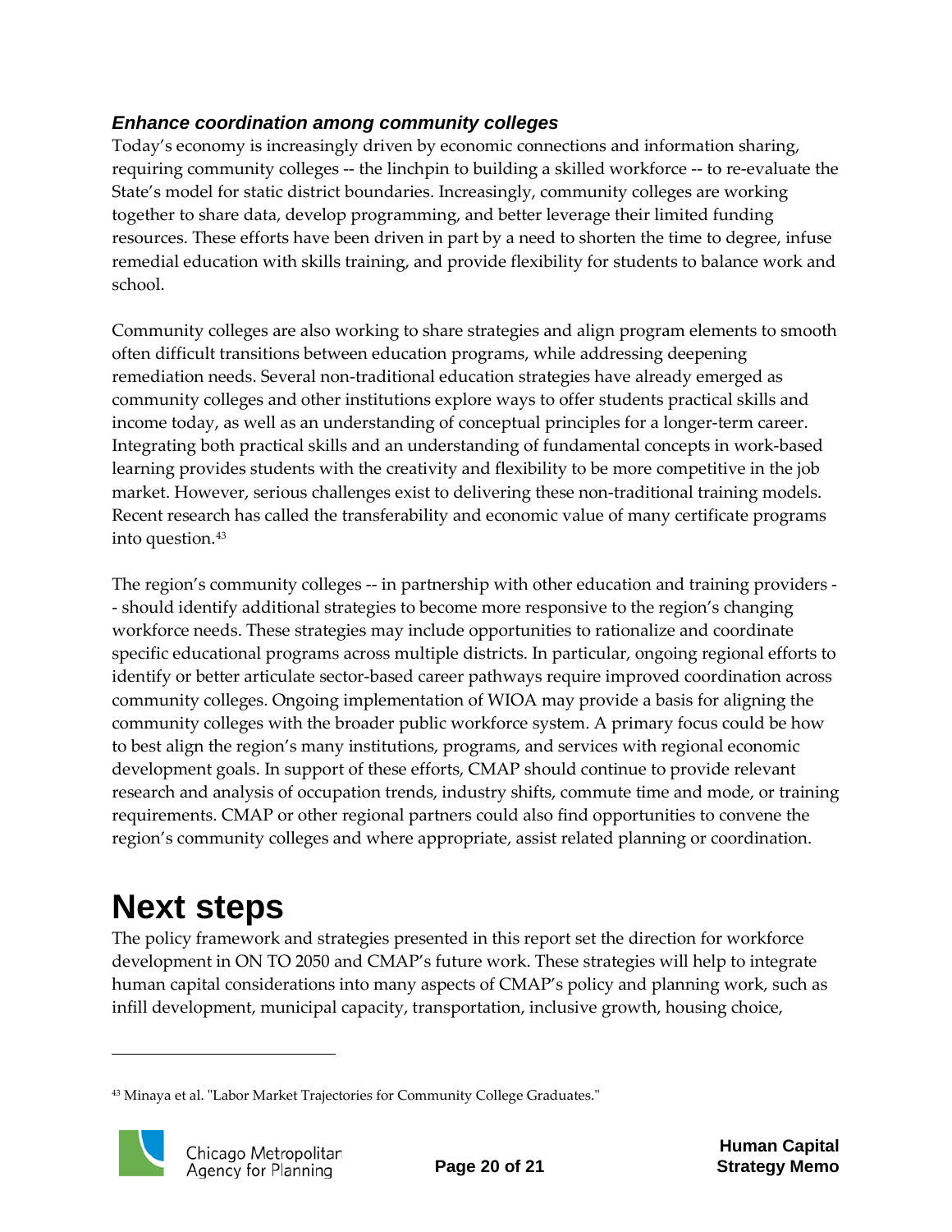### *Enhance coordination among community colleges*

Today's economy is increasingly driven by economic connections and information sharing, requiring community colleges -- the linchpin to building a skilled workforce -- to re-evaluate the State's model for static district boundaries. Increasingly, community colleges are working together to share data, develop programming, and better leverage their limited funding resources. These efforts have been driven in part by a need to shorten the time to degree, infuse remedial education with skills training, and provide flexibility for students to balance work and school.

Community colleges are also working to share strategies and align program elements to smooth often difficult transitions between education programs, while addressing deepening remediation needs. Several non-traditional education strategies have already emerged as community colleges and other institutions explore ways to offer students practical skills and income today, as well as an understanding of conceptual principles for a longer-term career. Integrating both practical skills and an understanding of fundamental concepts in work-based learning provides students with the creativity and flexibility to be more competitive in the job market. However, serious challenges exist to delivering these non-traditional training models. Recent research has called the transferability and economic value of many certificate programs into question.[43]

The region's community colleges -- in partnership with other education and training providers -- should identify additional strategies to become more responsive to the region's changing workforce needs. These strategies may include opportunities to rationalize and coordinate specific educational programs across multiple districts. In particular, ongoing regional efforts to identify or better articulate sector-based career pathways require improved coordination across community colleges. Ongoing implementation of WIOA may provide a basis for aligning the community colleges with the broader public workforce system. A primary focus could be how to best align the region's many institutions, programs, and services with regional economic development goals. In support of these efforts, CMAP should continue to provide relevant research and analysis of occupation trends, industry shifts, commute time and mode, or training requirements. CMAP or other regional partners could also find opportunities to convene the region's community colleges and where appropriate, assist related planning or coordination.

# Next steps

The policy framework and strategies presented in this report set the direction for workforce development in ON TO 2050 and CMAP's future work. These strategies will help to integrate human capital considerations into many aspects of CMAP's policy and planning work, such as infill development, municipal capacity, transportation, inclusive growth, housing choice,

---

[43] Minaya et al. "Labor Market Trajectories for Community College Graduates."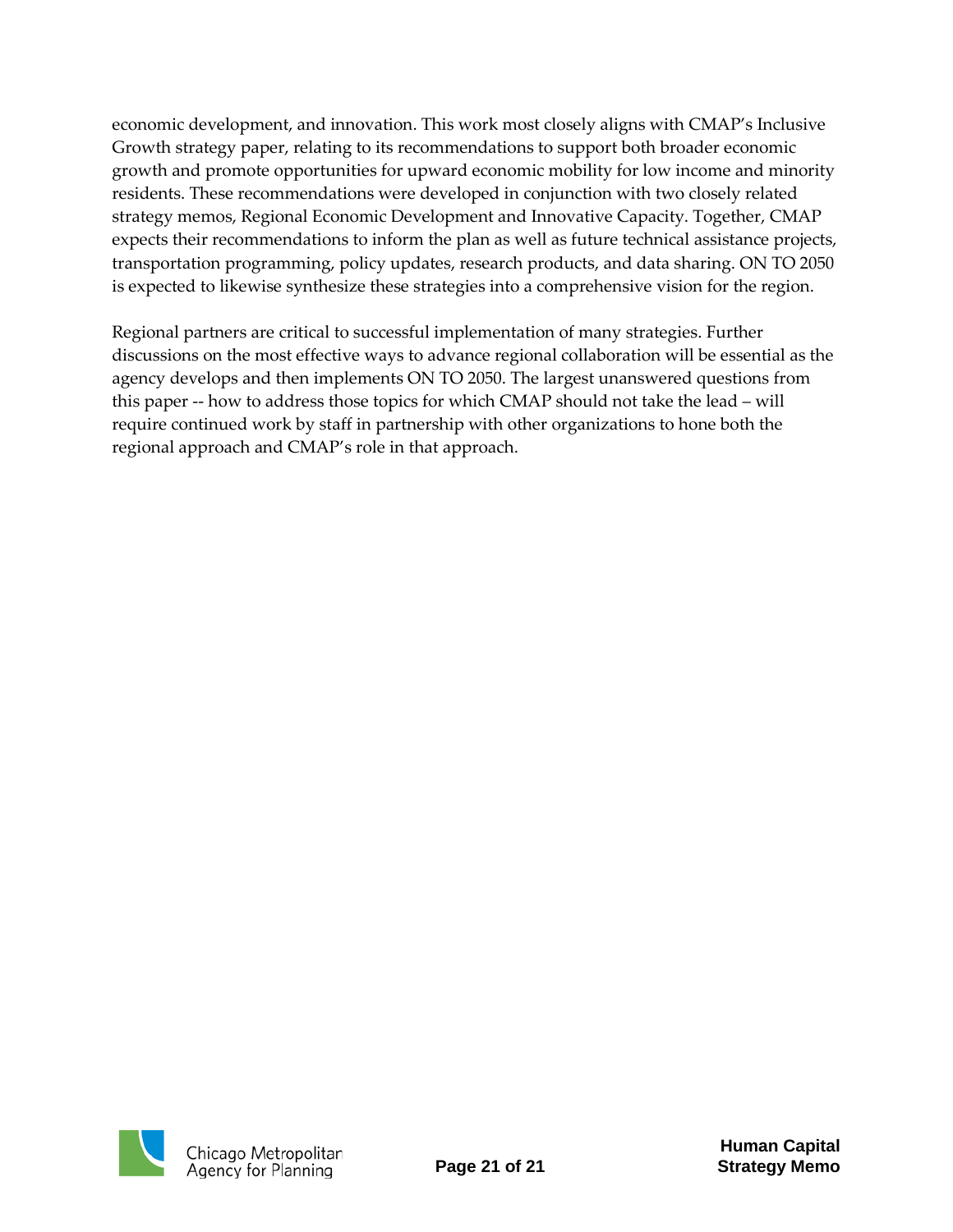economic development, and innovation. This work most closely aligns with CMAP's Inclusive Growth strategy paper, relating to its recommendations to support both broader economic growth and promote opportunities for upward economic mobility for low income and minority residents. These recommendations were developed in conjunction with two closely related strategy memos, Regional Economic Development and Innovative Capacity. Together, CMAP expects their recommendations to inform the plan as well as future technical assistance projects, transportation programming, policy updates, research products, and data sharing. ON TO 2050 is expected to likewise synthesize these strategies into a comprehensive vision for the region.

Regional partners are critical to successful implementation of many strategies. Further discussions on the most effective ways to advance regional collaboration will be essential as the agency develops and then implements ON TO 2050. The largest unanswered questions from this paper -- how to address those topics for which CMAP should not take the lead – will require continued work by staff in partnership with other organizations to hone both the regional approach and CMAP's role in that approach.